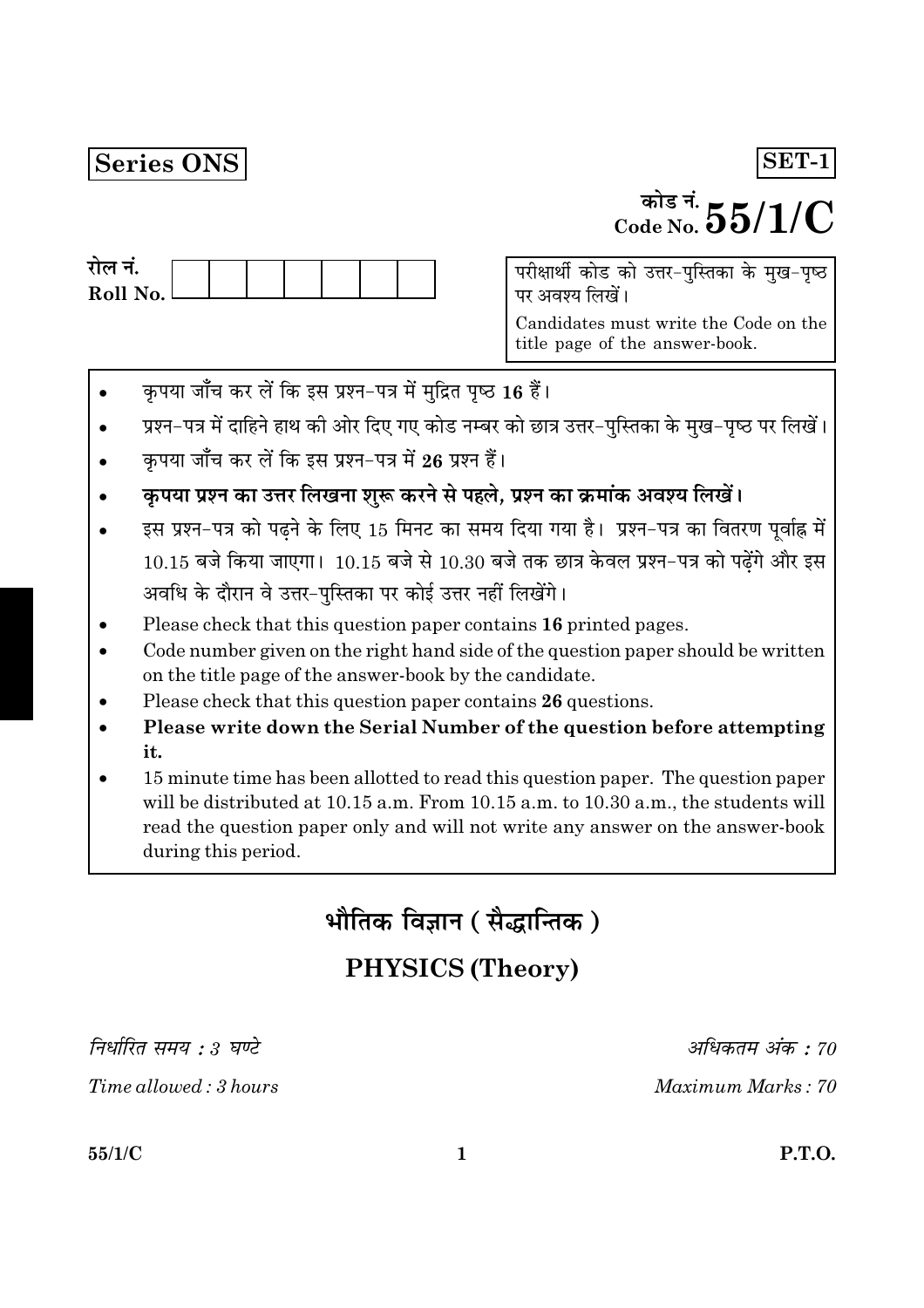**Series ONS**

**SET-1**

कोड नं.
Code No. **55/1/C**

रोल नं.
Roll No.

| | | | | | | |
|---|---|---|---|---|---|---|
| | | | | | | |

परीक्षार्थी कोड को उत्तर-पुस्तिका के मुख-पृष्ठ पर अवश्य लिखें।

Candidates must write the Code on the title page of the answer-book.

- कृपया जाँच कर लें कि इस प्रश्न-पत्र में मुद्रित पृष्ठ **16** हैं।
- प्रश्न-पत्र में दाहिने हाथ की ओर दिए गए कोड नम्बर को छात्र उत्तर-पुस्तिका के मुख-पृष्ठ पर लिखें।
- कृपया जाँच कर लें कि इस प्रश्न-पत्र में **26** प्रश्न हैं।
- **कृपया प्रश्न का उत्तर लिखना शुरू करने से पहले, प्रश्न का क्रमांक अवश्य लिखें।**
- इस प्रश्न-पत्र को पढ़ने के लिए 15 मिनट का समय दिया गया है। प्रश्न-पत्र का वितरण पूर्वाह्न में 10.15 बजे किया जाएगा। 10.15 बजे से 10.30 बजे तक छात्र केवल प्रश्न-पत्र को पढ़ेंगे और इस अवधि के दौरान वे उत्तर-पुस्तिका पर कोई उत्तर नहीं लिखेंगे।
- Please check that this question paper contains **16** printed pages.
- Code number given on the right hand side of the question paper should be written on the title page of the answer-book by the candidate.
- Please check that this question paper contains **26** questions.
- **Please write down the Serial Number of the question before attempting it.**
- 15 minute time has been allotted to read this question paper. The question paper will be distributed at 10.15 a.m. From 10.15 a.m. to 10.30 a.m., the students will read the question paper only and will not write any answer on the answer-book during this period.

# भौतिक विज्ञान ( सैद्धान्तिक )

# PHYSICS (Theory)

*निर्धारित समय : 3 घण्टे* — *अधिकतम अंक : 70*

*Time allowed : 3 hours* — *Maximum Marks : 70*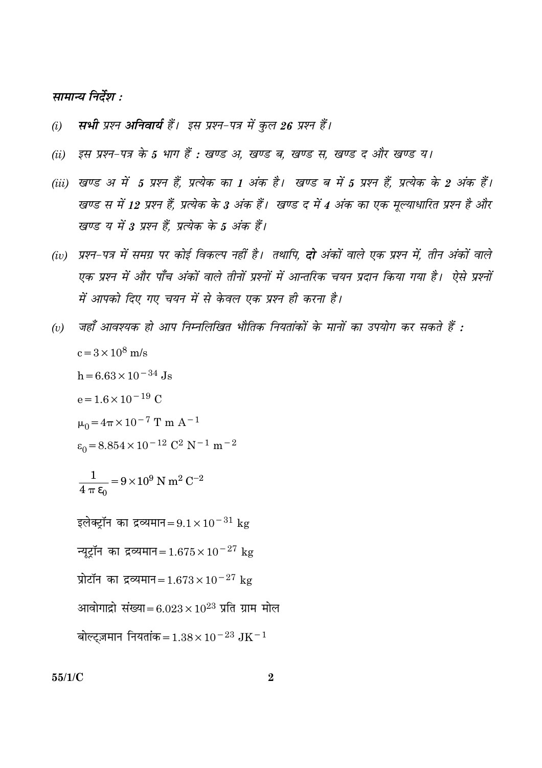***सामान्य निर्देश :***

*(i)* ***सभी*** *प्रश्न* ***अनिवार्य*** *हैं। इस प्रश्न-पत्र में कुल **26** प्रश्न हैं।*

*(ii)* *इस प्रश्न-पत्र के **5** भाग हैं : खण्ड अ, खण्ड ब, खण्ड स, खण्ड द और खण्ड य।*

*(iii)* *खण्ड अ में **5** प्रश्न हैं, प्रत्येक का **1** अंक है। खण्ड ब में **5** प्रश्न हैं, प्रत्येक के **2** अंक हैं। खण्ड स में **12** प्रश्न हैं, प्रत्येक के **3** अंक हैं। खण्ड द में **4** अंक का एक मूल्याधारित प्रश्न है और खण्ड य में **3** प्रश्न हैं, प्रत्येक के **5** अंक हैं।*

*(iv)* *प्रश्न-पत्र में समग्र पर कोई विकल्प नहीं है। तथापि, **दो** अंकों वाले एक प्रश्न में, तीन अंकों वाले एक प्रश्न में और पाँच अंकों वाले तीनों प्रश्नों में आन्तरिक चयन प्रदान किया गया है। ऐसे प्रश्नों में आपको दिए गए चयन में से केवल एक प्रश्न ही करना है।*

*(v)* *जहाँ आवश्यक हो आप निम्नलिखित भौतिक नियतांकों के मानों का उपयोग कर सकते हैं :*

$c = 3 \times 10^{8}$ m/s

$h = 6.63 \times 10^{-34}$ Js

$e = 1.6 \times 10^{-19}$ C

$\mu_0 = 4\pi \times 10^{-7}$ T m $A^{-1}$

$\varepsilon_0 = 8.854 \times 10^{-12}$ $C^2$ $N^{-1}$ $m^{-2}$

$$\frac{1}{4\pi\varepsilon_0} = 9 \times 10^{9} \text{ N m}^2 \text{ C}^{-2}$$

इलेक्ट्रॉन का द्रव्यमान $= 9.1 \times 10^{-31}$ kg

न्यूट्रॉन का द्रव्यमान $= 1.675 \times 10^{-27}$ kg

प्रोटॉन का द्रव्यमान $= 1.673 \times 10^{-27}$ kg

आवोगाद्रो संख्या $= 6.023 \times 10^{23}$ प्रति ग्राम मोल

बोल्ट्ज़मान नियतांक $= 1.38 \times 10^{-23}$ $JK^{-1}$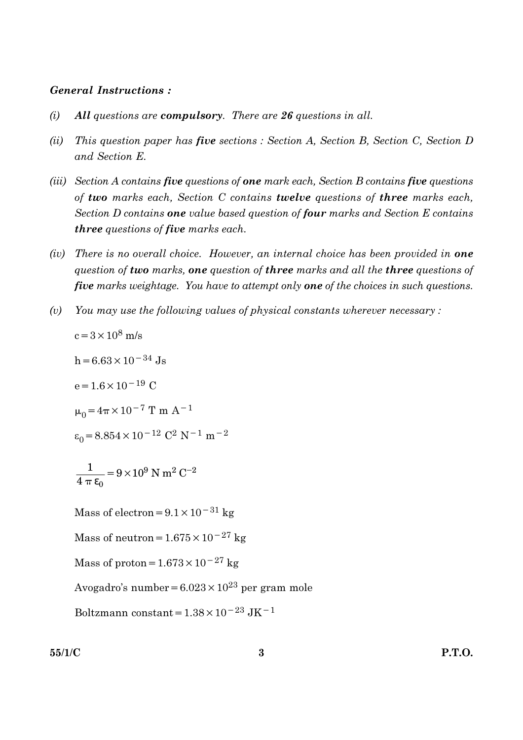***General Instructions :***

*(i)* ***All*** *questions are* ***compulsory****. There are* ***26*** *questions in all.*

*(ii)* *This question paper has* ***five*** *sections : Section A, Section B, Section C, Section D and Section E.*

*(iii)* *Section A contains* ***five*** *questions of* ***one*** *mark each, Section B contains* ***five*** *questions of* ***two*** *marks each, Section C contains* ***twelve*** *questions of* ***three*** *marks each, Section D contains* ***one*** *value based question of* ***four*** *marks and Section E contains* ***three*** *questions of* ***five*** *marks each.*

*(iv)* *There is no overall choice. However, an internal choice has been provided in* ***one*** *question of* ***two*** *marks,* ***one*** *question of* ***three*** *marks and all the* ***three*** *questions of* ***five*** *marks weightage. You have to attempt only* ***one*** *of the choices in such questions.*

*(v)* *You may use the following values of physical constants wherever necessary :*

$c = 3 \times 10^{8}$ m/s

$h = 6.63 \times 10^{-34}$ Js

$e = 1.6 \times 10^{-19}$ C

$\mu_0 = 4\pi \times 10^{-7}$ T m $A^{-1}$

$\varepsilon_0 = 8.854 \times 10^{-12}$ $C^2$ $N^{-1}$ $m^{-2}$

$$\frac{1}{4\pi\varepsilon_0} = 9 \times 10^{9} \text{ N m}^2 \text{ C}^{-2}$$

Mass of electron $= 9.1 \times 10^{-31}$ kg

Mass of neutron $= 1.675 \times 10^{-27}$ kg

Mass of proton $= 1.673 \times 10^{-27}$ kg

Avogadro's number $= 6.023 \times 10^{23}$ per gram mole

Boltzmann constant $= 1.38 \times 10^{-23}$ $JK^{-1}$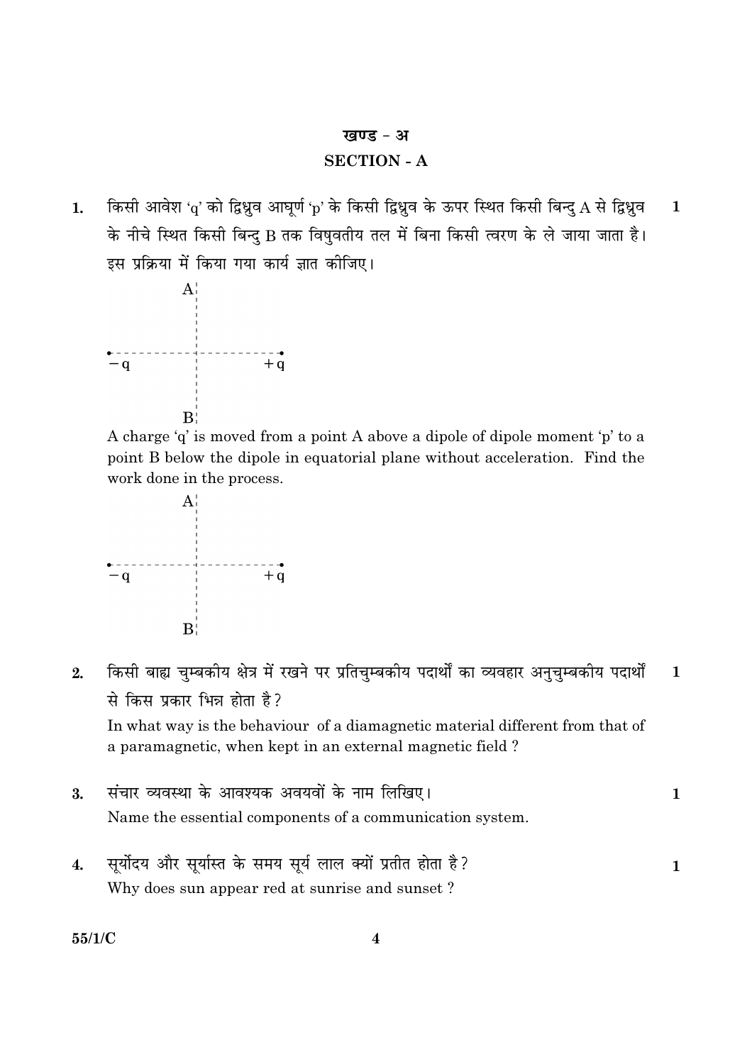## खण्ड - अ

## SECTION - A

**1.** किसी आवेश 'q' को द्विध्रुव आघूर्ण 'p' के किसी द्विध्रुव के ऊपर स्थित किसी बिन्दु A से द्विध्रुव के नीचे स्थित किसी बिन्दु B तक विषुवतीय तल में बिना किसी त्वरण के ले जाया जाता है। इस प्रक्रिया में किया गया कार्य ज्ञात कीजिए। **1**

A

$-q$ $+q$

B

A charge 'q' is moved from a point A above a dipole of dipole moment 'p' to a point B below the dipole in equatorial plane without acceleration. Find the work done in the process.

A

$-q$ $+q$

B

**2.** किसी बाह्य चुम्बकीय क्षेत्र में रखने पर प्रतिचुम्बकीय पदार्थों का व्यवहार अनुचुम्बकीय पदार्थों से किस प्रकार भिन्न होता है? **1**

In what way is the behaviour of a diamagnetic material different from that of a paramagnetic, when kept in an external magnetic field ?

**3.** संचार व्यवस्था के आवश्यक अवयवों के नाम लिखिए। **1**

Name the essential components of a communication system.

**4.** सूर्योदय और सूर्यास्त के समय सूर्य लाल क्यों प्रतीत होता है? **1**

Why does sun appear red at sunrise and sunset ?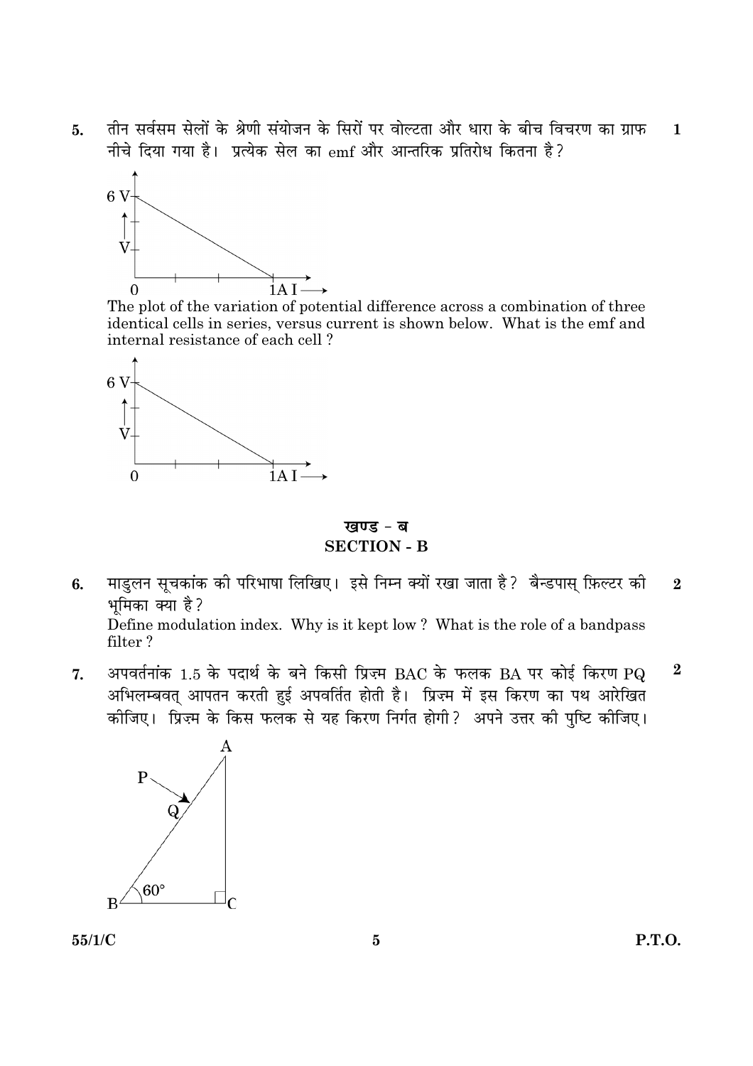5. तीन सर्वसम सेलों के श्रेणी संयोजन के सिरों पर वोल्टता और धारा के बीच विचरण का ग्राफ नीचे दिया गया है। प्रत्येक सेल का emf और आन्तरिक प्रतिरोध कितना है? **1**

The plot of the variation of potential difference across a combination of three identical cells in series, versus current is shown below. What is the emf and internal resistance of each cell ?

## खण्ड - ब
## SECTION - B

6. माडुलन सूचकांक की परिभाषा लिखिए। इसे निम्न क्यों रखा जाता है? बैन्डपास् फ़िल्टर की भूमिका क्या है? **2**

Define modulation index. Why is it kept low ? What is the role of a bandpass filter ?

7. अपवर्तनांक 1.5 के पदार्थ के बने किसी प्रिज़्म BAC के फलक BA पर कोई किरण PQ अभिलम्बवत् आपतन करती हुई अपवर्तित होती है। प्रिज़्म में इस किरण का पथ आरेखित कीजिए। प्रिज़्म के किस फलक से यह किरण निर्गत होगी? अपने उत्तर की पुष्टि कीजिए। **2**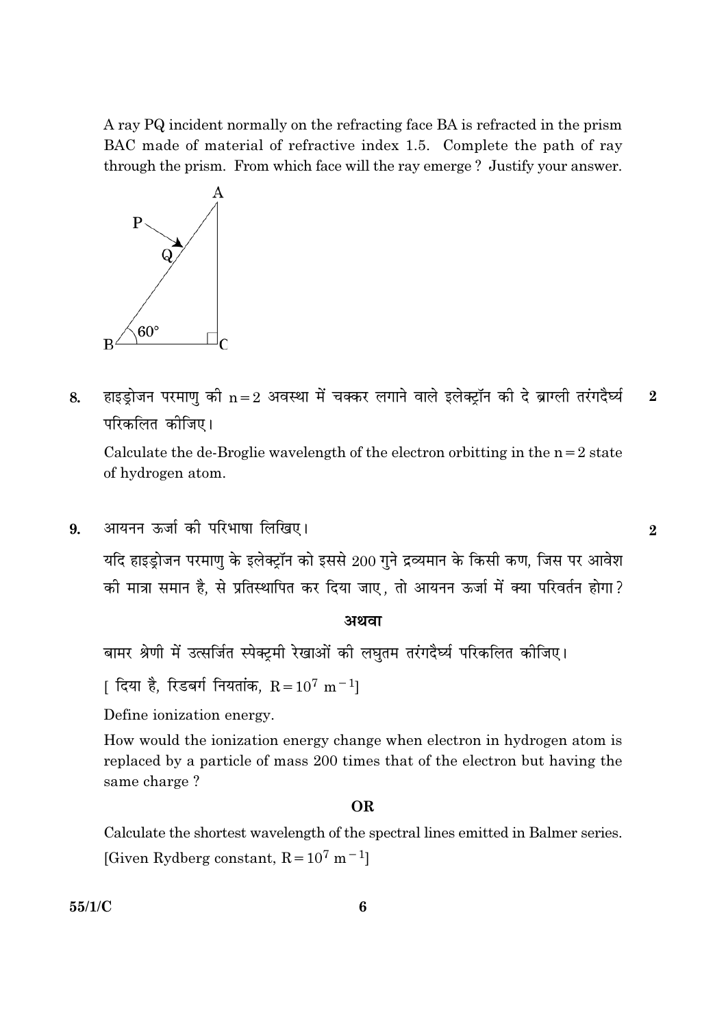A ray PQ incident normally on the refracting face BA is refracted in the prism BAC made of material of refractive index 1.5. Complete the path of ray through the prism. From which face will the ray emerge ? Justify your answer.

**8.** हाइड्रोजन परमाणु की $n = 2$ अवस्था में चक्कर लगाने वाले इलेक्ट्रॉन की दे ब्राग्ली तरंगदैर्घ्य परिकलित कीजिए। **2**

Calculate the de-Broglie wavelength of the electron orbitting in the $n = 2$ state of hydrogen atom.

**9.** आयनन ऊर्जा की परिभाषा लिखिए। **2**

यदि हाइड्रोजन परमाणु के इलेक्ट्रॉन को इससे 200 गुने द्रव्यमान के किसी कण, जिस पर आवेश की मात्रा समान है, से प्रतिस्थापित कर दिया जाए, तो आयनन ऊर्जा में क्या परिवर्तन होगा?

**अथवा**

बामर श्रेणी में उत्सर्जित स्पेक्ट्रमी रेखाओं की लघुतम तरंगदैर्घ्य परिकलित कीजिए।

[ दिया है, रिडबर्ग नियतांक, $R = 10^7 \text{ m}^{-1}$]

Define ionization energy.

How would the ionization energy change when electron in hydrogen atom is replaced by a particle of mass 200 times that of the electron but having the same charge ?

**OR**

Calculate the shortest wavelength of the spectral lines emitted in Balmer series.

[Given Rydberg constant, $R = 10^7 \text{ m}^{-1}$]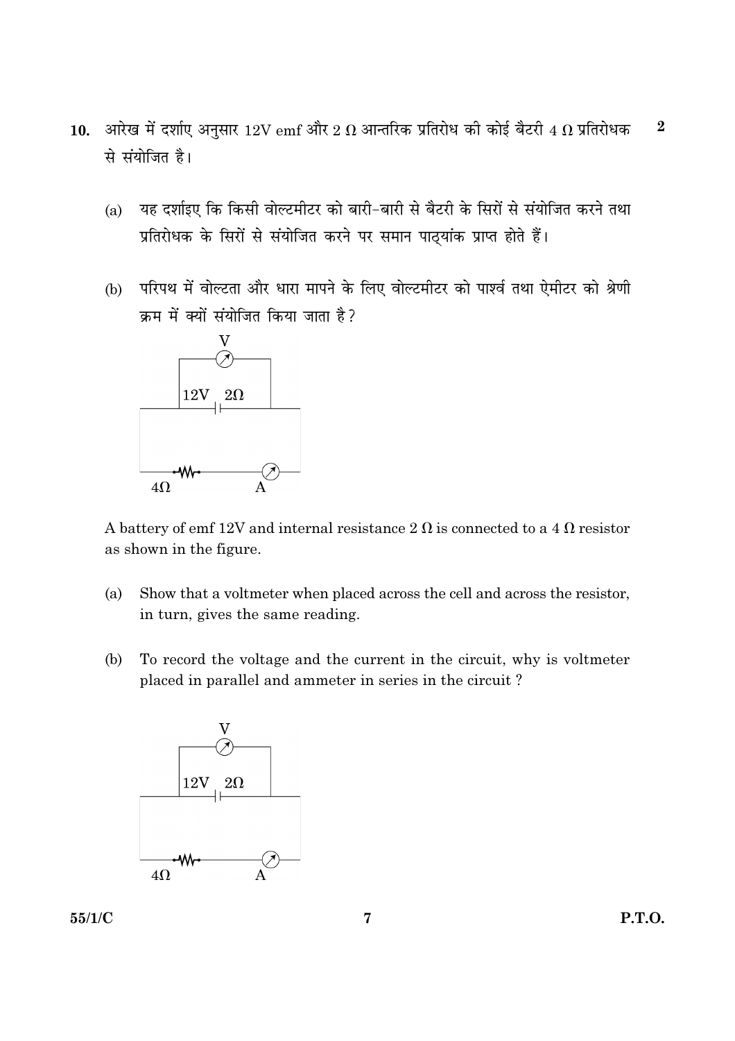10. आरेख में दर्शाए अनुसार 12V emf और 2 Ω आन्तरिक प्रतिरोध की कोई बैटरी 4 Ω प्रतिरोधक से संयोजित है। **2**

(a) यह दर्शाइए कि किसी वोल्टमीटर को बारी-बारी से बैटरी के सिरों से संयोजित करने तथा प्रतिरोधक के सिरों से संयोजित करने पर समान पाठ्यांक प्राप्त होते हैं।

(b) परिपथ में वोल्टता और धारा मापने के लिए वोल्टमीटर को पार्श्व तथा ऐमीटर को श्रेणी क्रम में क्यों संयोजित किया जाता है?

A battery of emf 12V and internal resistance 2 Ω is connected to a 4 Ω resistor as shown in the figure.

(a) Show that a voltmeter when placed across the cell and across the resistor, in turn, gives the same reading.

(b) To record the voltage and the current in the circuit, why is voltmeter placed in parallel and ammeter in series in the circuit ?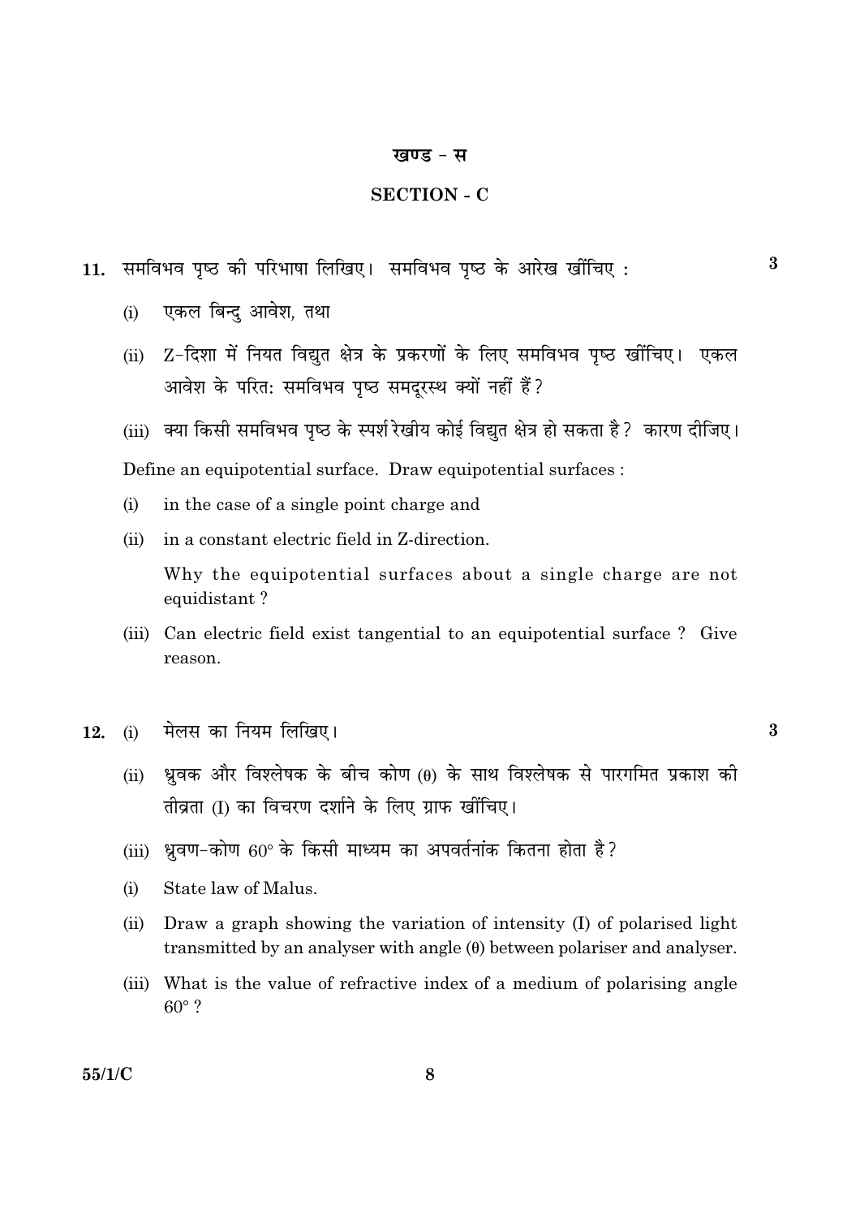## खण्ड - स

## SECTION - C

**11.** समविभव पृष्ठ की परिभाषा लिखिए। समविभव पृष्ठ के आरेख खींचिए : **3**

(i) एकल बिन्दु आवेश, तथा

(ii) Z-दिशा में नियत विद्युत क्षेत्र के प्रकरणों के लिए समविभव पृष्ठ खींचिए। एकल आवेश के परितः समविभव पृष्ठ समदूरस्थ क्यों नहीं हैं?

(iii) क्या किसी समविभव पृष्ठ के स्पर्श रेखीय कोई विद्युत क्षेत्र हो सकता है? कारण दीजिए।

Define an equipotential surface. Draw equipotential surfaces :

(i) in the case of a single point charge and

(ii) in a constant electric field in Z-direction.

Why the equipotential surfaces about a single charge are not equidistant ?

(iii) Can electric field exist tangential to an equipotential surface ? Give reason.

**12.** (i) मेलस का नियम लिखिए। **3**

(ii) ध्रुवक और विश्लेषक के बीच कोण ($\theta$) के साथ विश्लेषक से पारगमित प्रकाश की तीव्रता (I) का विचरण दर्शाने के लिए ग्राफ खींचिए।

(iii) ध्रुवण-कोण $60^\circ$ के किसी माध्यम का अपवर्तनांक कितना होता है?

(i) State law of Malus.

(ii) Draw a graph showing the variation of intensity (I) of polarised light transmitted by an analyser with angle ($\theta$) between polariser and analyser.

(iii) What is the value of refractive index of a medium of polarising angle $60^\circ$ ?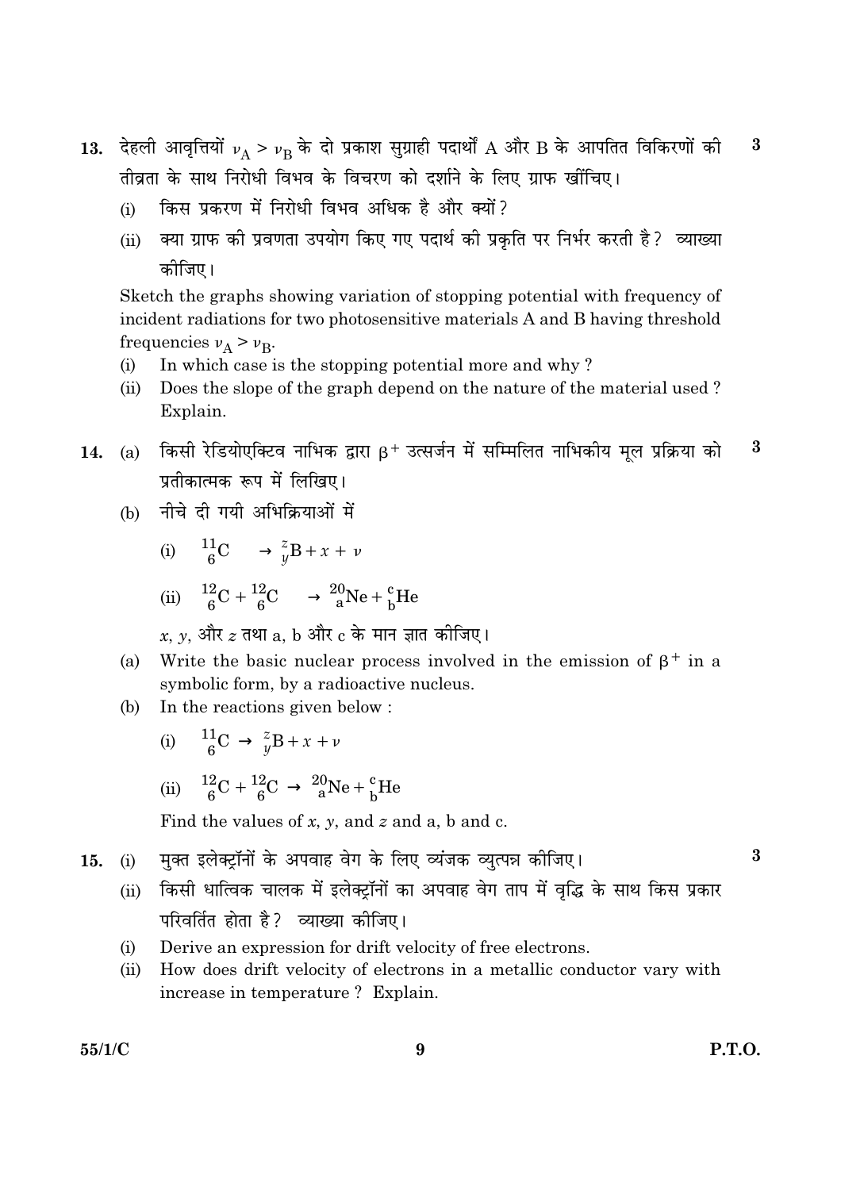**13.** देहली आवृत्तियों $\nu_A > \nu_B$ के दो प्रकाश सुग्राही पदार्थों A और B के आपतित विकिरणों की तीव्रता के साथ निरोधी विभव के विचरण को दर्शाने के लिए ग्राफ खींचिए। **3**

(i) किस प्रकरण में निरोधी विभव अधिक है और क्यों?

(ii) क्या ग्राफ की प्रवणता उपयोग किए गए पदार्थ की प्रकृति पर निर्भर करती है? व्याख्या कीजिए।

Sketch the graphs showing variation of stopping potential with frequency of incident radiations for two photosensitive materials A and B having threshold frequencies $\nu_A > \nu_B$.

(i) In which case is the stopping potential more and why?

(ii) Does the slope of the graph depend on the nature of the material used? Explain.

**14.** (a) किसी रेडियोएक्टिव नाभिक द्वारा $\beta^+$ उत्सर्जन में सम्मिलित नाभिकीय मूल प्रक्रिया को प्रतीकात्मक रूप में लिखिए। **3**

(b) नीचे दी गयी अभिक्रियाओं में

(i) $^{11}_{6}C \rightarrow ^{z}_{y}B + x + \nu$

(ii) $^{12}_{6}C + ^{12}_{6}C \rightarrow ^{20}_{a}Ne + ^{c}_{b}He$

$x$, $y$, और $z$ तथा a, b और c के मान ज्ञात कीजिए।

(a) Write the basic nuclear process involved in the emission of $\beta^+$ in a symbolic form, by a radioactive nucleus.

(b) In the reactions given below :

(i) $^{11}_{6}C \rightarrow ^{z}_{y}B + x + \nu$

(ii) $^{12}_{6}C + ^{12}_{6}C \rightarrow ^{20}_{a}Ne + ^{c}_{b}He$

Find the values of $x$, $y$, and $z$ and a, b and c.

**15.** (i) मुक्त इलेक्ट्रॉनों के अपवाह वेग के लिए व्यंजक व्युत्पन्न कीजिए। **3**

(ii) किसी धात्विक चालक में इलेक्ट्रॉनों का अपवाह वेग ताप में वृद्धि के साथ किस प्रकार परिवर्तित होता है? व्याख्या कीजिए।

(i) Derive an expression for drift velocity of free electrons.

(ii) How does drift velocity of electrons in a metallic conductor vary with increase in temperature? Explain.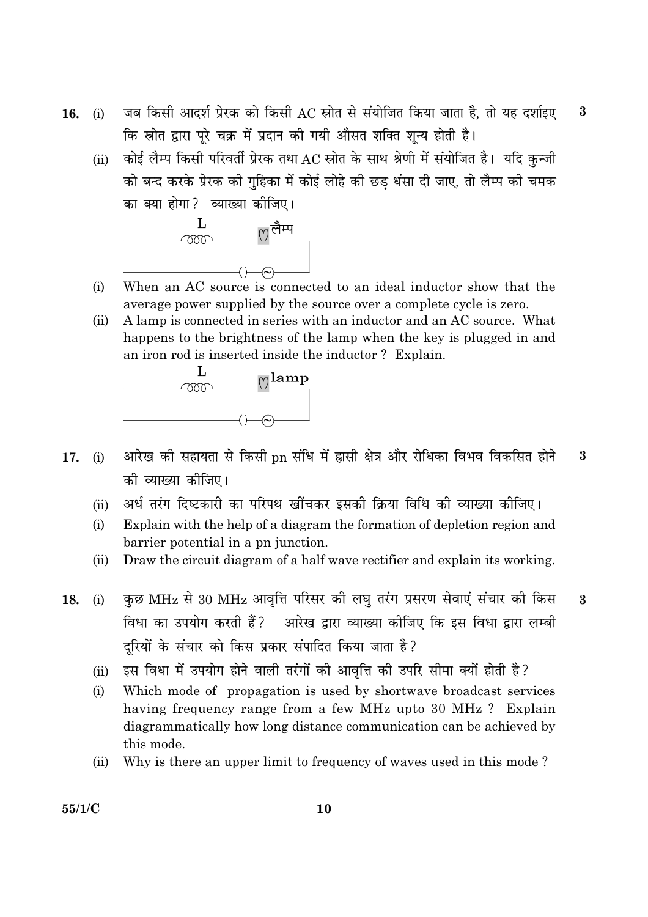**16.** (i) जब किसी आदर्श प्रेरक को किसी AC स्रोत से संयोजित किया जाता है, तो यह दर्शाइए कि स्रोत द्वारा पूरे चक्र में प्रदान की गयी औसत शक्ति शून्य होती है। **3**

(ii) कोई लैम्प किसी परिवर्ती प्रेरक तथा AC स्रोत के साथ श्रेणी में संयोजित है। यदि कुन्जी को बन्द करके प्रेरक की गुहिका में कोई लोहे की छड़ धंसा दी जाए, तो लैम्प की चमक का क्या होगा? व्याख्या कीजिए।

L लैम्प

(i) When an AC source is connected to an ideal inductor show that the average power supplied by the source over a complete cycle is zero.

(ii) A lamp is connected in series with an inductor and an AC source. What happens to the brightness of the lamp when the key is plugged in and an iron rod is inserted inside the inductor ? Explain.

L lamp

**17.** (i) आरेख की सहायता से किसी pn संधि में ह्रासी क्षेत्र और रोधिका विभव विकसित होने की व्याख्या कीजिए। **3**

(ii) अर्ध तरंग दिष्टकारी का परिपथ खींचकर इसकी क्रिया विधि की व्याख्या कीजिए।

(i) Explain with the help of a diagram the formation of depletion region and barrier potential in a pn junction.

(ii) Draw the circuit diagram of a half wave rectifier and explain its working.

**18.** (i) कुछ MHz से 30 MHz आवृत्ति परिसर की लघु तरंग प्रसरण सेवाएं संचार की किस विधा का उपयोग करती हैं? आरेख द्वारा व्याख्या कीजिए कि इस विधा द्वारा लम्बी दूरियों के संचार को किस प्रकार संपादित किया जाता है? **3**

(ii) इस विधा में उपयोग होने वाली तरंगों की आवृत्ति की उपरि सीमा क्यों होती है?

(i) Which mode of propagation is used by shortwave broadcast services having frequency range from a few MHz upto 30 MHz ? Explain diagrammatically how long distance communication can be achieved by this mode.

(ii) Why is there an upper limit to frequency of waves used in this mode ?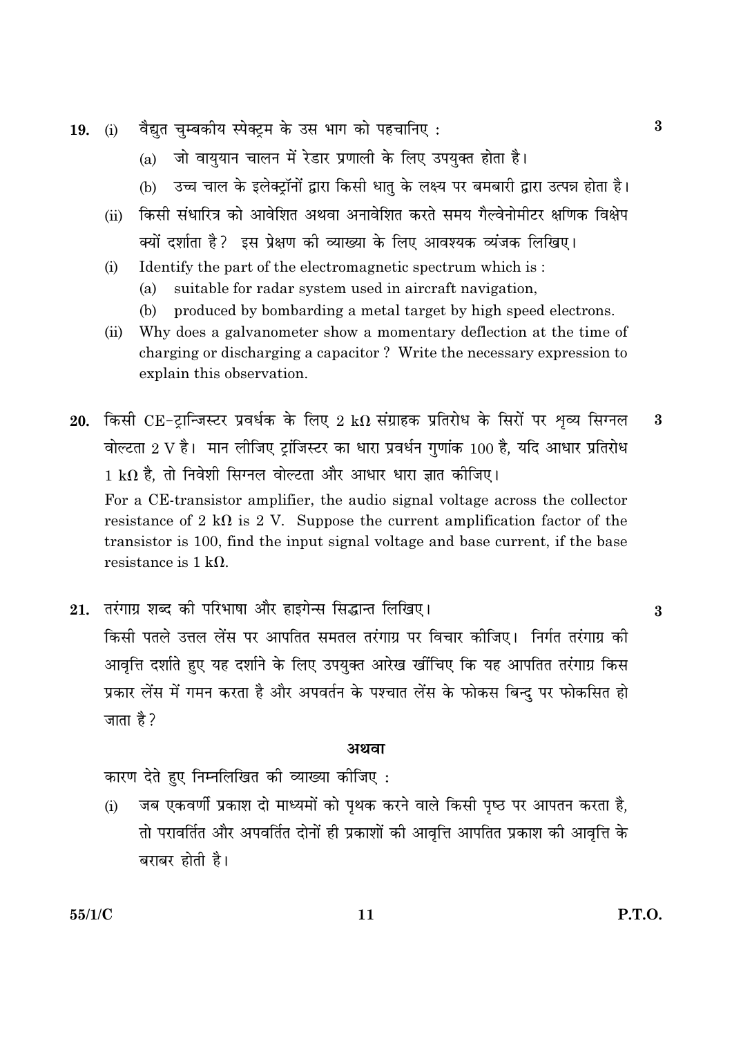**19.** (i) वैद्युत चुम्बकीय स्पेक्ट्रम के उस भाग को पहचानिए : **3**

(a) जो वायुयान चालन में रेडार प्रणाली के लिए उपयुक्त होता है।

(b) उच्च चाल के इलेक्ट्रॉनों द्वारा किसी धातु के लक्ष्य पर बमबारी द्वारा उत्पन्न होता है।

(ii) किसी संधारित्र को आवेशित अथवा अनावेशित करते समय गैल्वेनोमीटर क्षणिक विक्षेप क्यों दर्शाता है? इस प्रेक्षण की व्याख्या के लिए आवश्यक व्यंजक लिखिए।

(i) Identify the part of the electromagnetic spectrum which is :

(a) suitable for radar system used in aircraft navigation,

(b) produced by bombarding a metal target by high speed electrons.

(ii) Why does a galvanometer show a momentary deflection at the time of charging or discharging a capacitor ? Write the necessary expression to explain this observation.

**20.** किसी CE-ट्रान्जिस्टर प्रवर्धक के लिए 2 k$\Omega$ संग्राहक प्रतिरोध के सिरों पर श्रव्य सिग्नल वोल्टता 2 V है। मान लीजिए ट्रांजिस्टर का धारा प्रवर्धन गुणांक 100 है, यदि आधार प्रतिरोध 1 k$\Omega$ है, तो निवेशी सिग्नल वोल्टता और आधार धारा ज्ञात कीजिए। **3**

For a CE-transistor amplifier, the audio signal voltage across the collector resistance of 2 k$\Omega$ is 2 V. Suppose the current amplification factor of the transistor is 100, find the input signal voltage and base current, if the base resistance is 1 k$\Omega$.

**21.** तरंगाग्र शब्द की परिभाषा और हाइगेन्स सिद्धान्त लिखिए। **3**

किसी पतले उत्तल लेंस पर आपतित समतल तरंगाग्र पर विचार कीजिए। निर्गत तरंगाग्र की आवृत्ति दर्शाते हुए यह दर्शाने के लिए उपयुक्त आरेख खींचिए कि यह आपतित तरंगाग्र किस प्रकार लेंस में गमन करता है और अपवर्तन के पश्चात लेंस के फोकस बिन्दु पर फोकसित हो जाता है?

**अथवा**

कारण देते हुए निम्नलिखित की व्याख्या कीजिए :

(i) जब एकवर्णी प्रकाश दो माध्यमों को पृथक करने वाले किसी पृष्ठ पर आपतन करता है, तो परावर्तित और अपवर्तित दोनों ही प्रकाशों की आवृत्ति आपतित प्रकाश की आवृत्ति के बराबर होती है।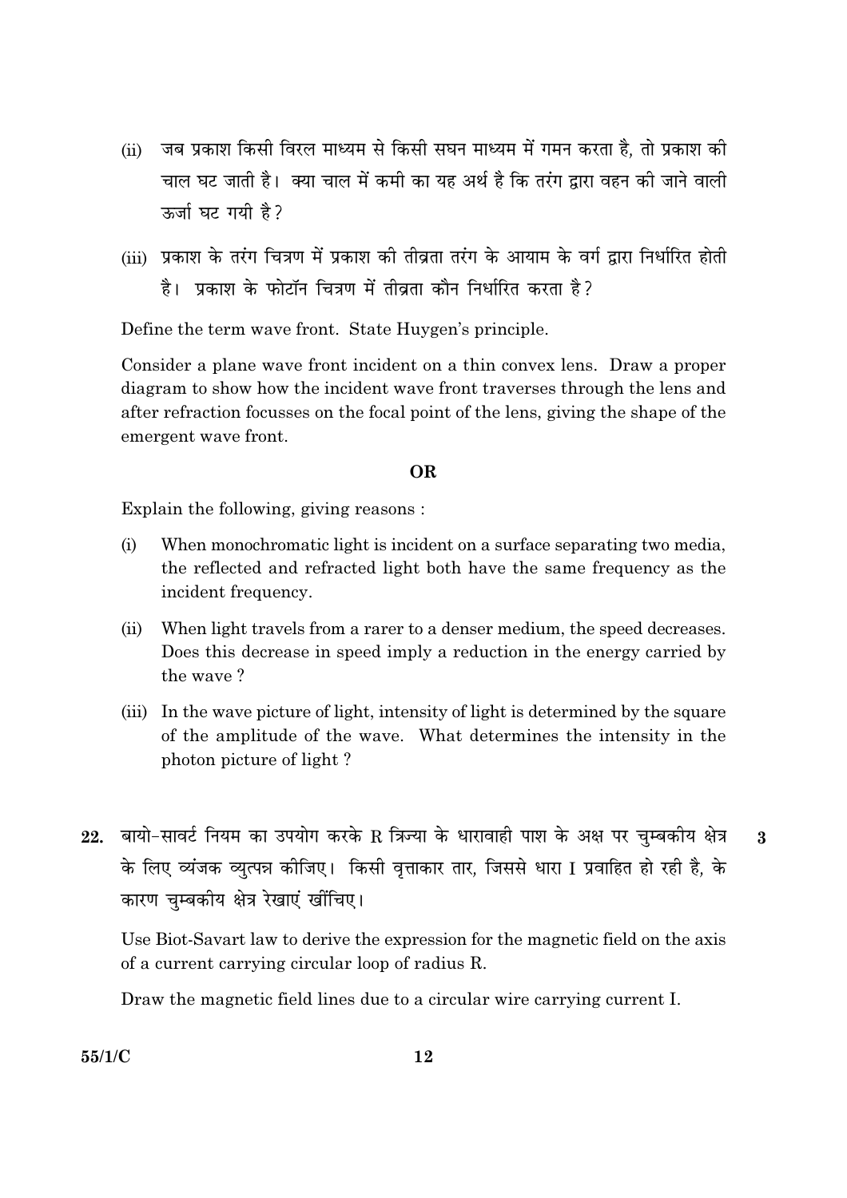(ii) जब प्रकाश किसी विरल माध्यम से किसी सघन माध्यम में गमन करता है, तो प्रकाश की चाल घट जाती है। क्या चाल में कमी का यह अर्थ है कि तरंग द्वारा वहन की जाने वाली ऊर्जा घट गयी है?

(iii) प्रकाश के तरंग चित्रण में प्रकाश की तीव्रता तरंग के आयाम के वर्ग द्वारा निर्धारित होती है। प्रकाश के फोटॉन चित्रण में तीव्रता कौन निर्धारित करता है?

Define the term wave front. State Huygen's principle.

Consider a plane wave front incident on a thin convex lens. Draw a proper diagram to show how the incident wave front traverses through the lens and after refraction focusses on the focal point of the lens, giving the shape of the emergent wave front.

**OR**

Explain the following, giving reasons :

(i) When monochromatic light is incident on a surface separating two media, the reflected and refracted light both have the same frequency as the incident frequency.

(ii) When light travels from a rarer to a denser medium, the speed decreases. Does this decrease in speed imply a reduction in the energy carried by the wave ?

(iii) In the wave picture of light, intensity of light is determined by the square of the amplitude of the wave. What determines the intensity in the photon picture of light ?

**22.** बायो-सावर्ट नियम का उपयोग करके R त्रिज्या के धारावाही पाश के अक्ष पर चुम्बकीय क्षेत्र के लिए व्यंजक व्युत्पन्न कीजिए। किसी वृत्ताकार तार, जिससे धारा I प्रवाहित हो रही है, के कारण चुम्बकीय क्षेत्र रेखाएं खींचिए। **3**

Use Biot-Savart law to derive the expression for the magnetic field on the axis of a current carrying circular loop of radius R.

Draw the magnetic field lines due to a circular wire carrying current I.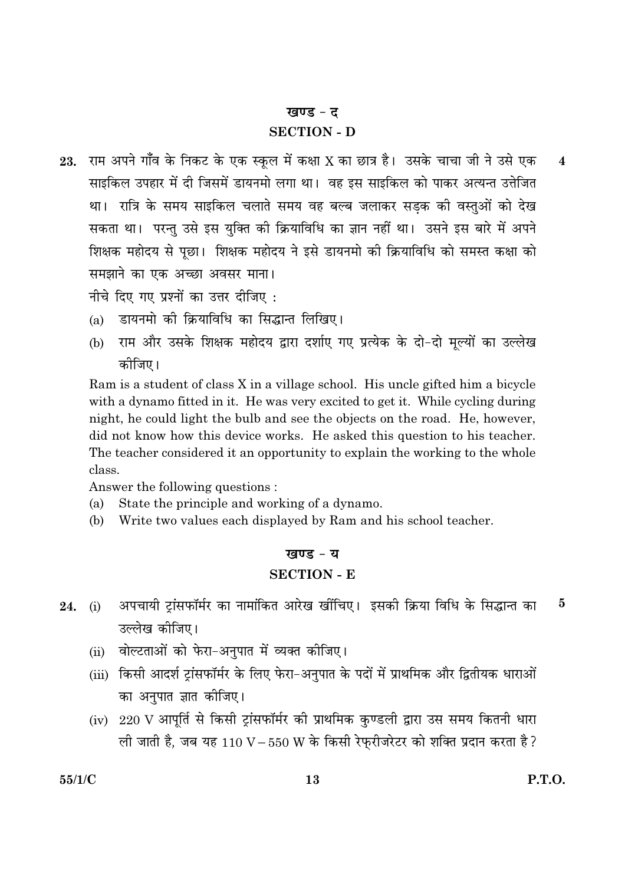## खण्ड - द

## SECTION - D

**23.** राम अपने गाँव के निकट के एक स्कूल में कक्षा X का छात्र है। उसके चाचा जी ने उसे एक साइकिल उपहार में दी जिसमें डायनमो लगा था। वह इस साइकिल को पाकर अत्यन्त उत्तेजित था। रात्रि के समय साइकिल चलाते समय वह बल्ब जलाकर सड़क की वस्तुओं को देख सकता था। परन्तु उसे इस युक्ति की क्रियाविधि का ज्ञान नहीं था। उसने इस बारे में अपने शिक्षक महोदय से पूछा। शिक्षक महोदय ने इसे डायनमो की क्रियाविधि को समस्त कक्षा को समझाने का एक अच्छा अवसर माना। **4**

नीचे दिए गए प्रश्नों का उत्तर दीजिए :

(a) डायनमो की क्रियाविधि का सिद्धान्त लिखिए।

(b) राम और उसके शिक्षक महोदय द्वारा दर्शाए गए प्रत्येक के दो-दो मूल्यों का उल्लेख कीजिए।

Ram is a student of class X in a village school. His uncle gifted him a bicycle with a dynamo fitted in it. He was very excited to get it. While cycling during night, he could light the bulb and see the objects on the road. He, however, did not know how this device works. He asked this question to his teacher. The teacher considered it an opportunity to explain the working to the whole class.

Answer the following questions :

(a) State the principle and working of a dynamo.

(b) Write two values each displayed by Ram and his school teacher.

## खण्ड - य

## SECTION - E

**24.** (i) अपचायी ट्रांसफॉर्मर का नामांकित आरेख खींचिए। इसकी क्रिया विधि के सिद्धान्त का उल्लेख कीजिए। **5**

(ii) वोल्टताओं को फेरा-अनुपात में व्यक्त कीजिए।

(iii) किसी आदर्श ट्रांसफॉर्मर के लिए फेरा-अनुपात के पदों में प्राथमिक और द्वितीयक धाराओं का अनुपात ज्ञात कीजिए।

(iv) 220 V आपूर्ति से किसी ट्रांसफॉर्मर की प्राथमिक कुण्डली द्वारा उस समय कितनी धारा ली जाती है, जब यह 110 V – 550 W के किसी रेफ्रीजरेटर को शक्ति प्रदान करता है?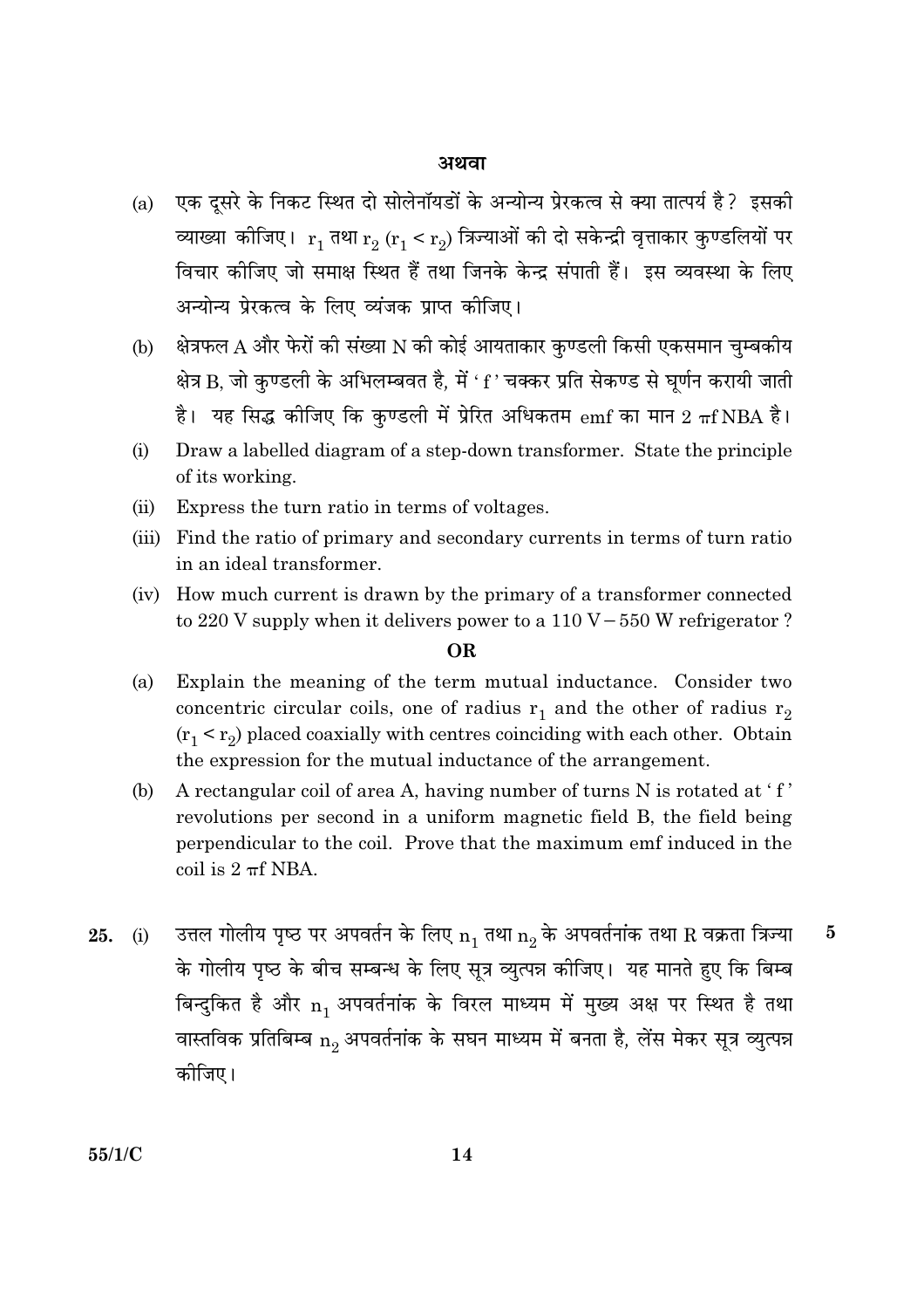**अथवा**

(a) एक दूसरे के निकट स्थित दो सोलेनॉयडों के अन्योन्य प्रेरकत्व से क्या तात्पर्य है? इसकी व्याख्या कीजिए। $r_1$ तथा $r_2$ ($r_1 < r_2$) त्रिज्याओं की दो सकेन्द्री वृत्ताकार कुण्डलियों पर विचार कीजिए जो समाक्ष स्थित हैं तथा जिनके केन्द्र संपाती हैं। इस व्यवस्था के लिए अन्योन्य प्रेरकत्व के लिए व्यंजक प्राप्त कीजिए।

(b) क्षेत्रफल A और फेरों की संख्या N की कोई आयताकार कुण्डली किसी एकसमान चुम्बकीय क्षेत्र B, जो कुण्डली के अभिलम्बवत है, में 'f' चक्कर प्रति सेकण्ड से घूर्णन करायी जाती है। यह सिद्ध कीजिए कि कुण्डली में प्रेरित अधिकतम emf का मान $2\pi f NBA$ है।

(i) Draw a labelled diagram of a step-down transformer. State the principle of its working.

(ii) Express the turn ratio in terms of voltages.

(iii) Find the ratio of primary and secondary currents in terms of turn ratio in an ideal transformer.

(iv) How much current is drawn by the primary of a transformer connected to 220 V supply when it delivers power to a 110 V – 550 W refrigerator?

**OR**

(a) Explain the meaning of the term mutual inductance. Consider two concentric circular coils, one of radius $r_1$ and the other of radius $r_2$ ($r_1 < r_2$) placed coaxially with centres coinciding with each other. Obtain the expression for the mutual inductance of the arrangement.

(b) A rectangular coil of area A, having number of turns N is rotated at 'f' revolutions per second in a uniform magnetic field B, the field being perpendicular to the coil. Prove that the maximum emf induced in the coil is $2\pi f NBA$.

25. (i) उत्तल गोलीय पृष्ठ पर अपवर्तन के लिए $n_1$ तथा $n_2$ के अपवर्तनांक तथा R वक्रता त्रिज्या के गोलीय पृष्ठ के बीच सम्बन्ध के लिए सूत्र व्युत्पन्न कीजिए। यह मानते हुए कि बिम्ब बिन्दुकित है और $n_1$ अपवर्तनांक के विरल माध्यम में मुख्य अक्ष पर स्थित है तथा वास्तविक प्रतिबिम्ब $n_2$ अपवर्तनांक के सघन माध्यम में बनता है, लेंस मेकर सूत्र व्युत्पन्न कीजिए। **5**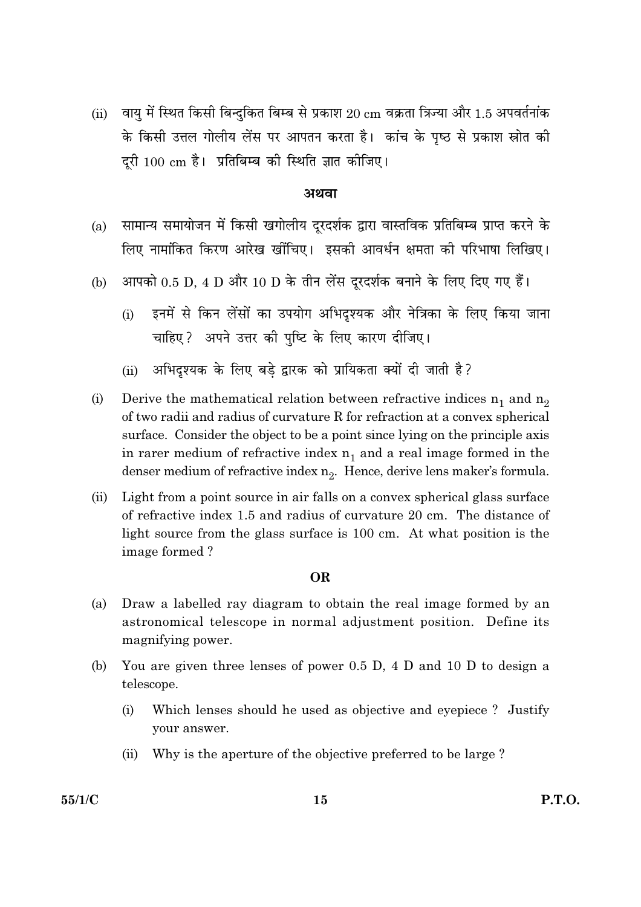(ii) वायु में स्थित किसी बिन्दुकित बिम्ब से प्रकाश 20 cm वक्रता त्रिज्या और 1.5 अपवर्तनांक के किसी उत्तल गोलीय लेंस पर आपतन करता है। कांच के पृष्ठ से प्रकाश स्रोत की दूरी 100 cm है। प्रतिबिम्ब की स्थिति ज्ञात कीजिए।

**अथवा**

(a) सामान्य समायोजन में किसी खगोलीय दूरदर्शक द्वारा वास्तविक प्रतिबिम्ब प्राप्त करने के लिए नामांकित किरण आरेख खींचिए। इसकी आवर्धन क्षमता की परिभाषा लिखिए।

(b) आपको 0.5 D, 4 D और 10 D के तीन लेंस दूरदर्शक बनाने के लिए दिए गए हैं।

(i) इनमें से किन लेंसों का उपयोग अभिदृश्यक और नेत्रिका के लिए किया जाना चाहिए? अपने उत्तर की पुष्टि के लिए कारण दीजिए।

(ii) अभिदृश्यक के लिए बड़े द्वारक को प्रायिकता क्यों दी जाती है?

(i) Derive the mathematical relation between refractive indices $n_1$ and $n_2$ of two radii and radius of curvature R for refraction at a convex spherical surface. Consider the object to be a point since lying on the principle axis in rarer medium of refractive index $n_1$ and a real image formed in the denser medium of refractive index $n_2$. Hence, derive lens maker's formula.

(ii) Light from a point source in air falls on a convex spherical glass surface of refractive index 1.5 and radius of curvature 20 cm. The distance of light source from the glass surface is 100 cm. At what position is the image formed ?

**OR**

(a) Draw a labelled ray diagram to obtain the real image formed by an astronomical telescope in normal adjustment position. Define its magnifying power.

(b) You are given three lenses of power 0.5 D, 4 D and 10 D to design a telescope.

(i) Which lenses should he used as objective and eyepiece ? Justify your answer.

(ii) Why is the aperture of the objective preferred to be large ?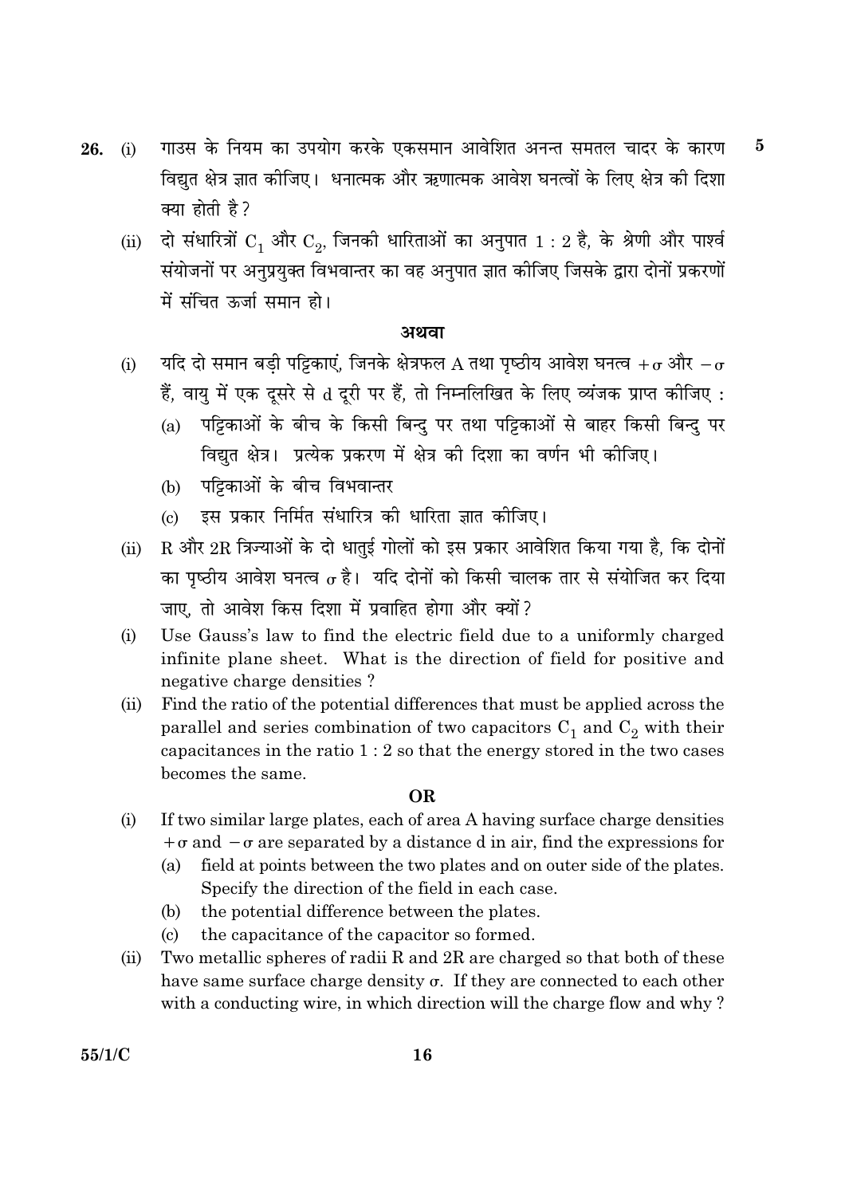**26.** (i) गाउस के नियम का उपयोग करके एकसमान आवेशित अनन्त समतल चादर के कारण विद्युत क्षेत्र ज्ञात कीजिए। धनात्मक और ऋणात्मक आवेश घनत्वों के लिए क्षेत्र की दिशा क्या होती है? **5**

(ii) दो संधारित्रों $C_1$ और $C_2$, जिनकी धारिताओं का अनुपात $1 : 2$ है, के श्रेणी और पार्श्व संयोजनों पर अनुप्रयुक्त विभवान्तर का वह अनुपात ज्ञात कीजिए जिसके द्वारा दोनों प्रकरणों में संचित ऊर्जा समान हो।

**अथवा**

(i) यदि दो समान बड़ी पट्टिकाएं, जिनके क्षेत्रफल A तथा पृष्ठीय आवेश घनत्व $+\sigma$ और $-\sigma$ हैं, वायु में एक दूसरे से d दूरी पर हैं, तो निम्नलिखित के लिए व्यंजक प्राप्त कीजिए :

(a) पट्टिकाओं के बीच के किसी बिन्दु पर तथा पट्टिकाओं से बाहर किसी बिन्दु पर विद्युत क्षेत्र। प्रत्येक प्रकरण में क्षेत्र की दिशा का वर्णन भी कीजिए।

(b) पट्टिकाओं के बीच विभवान्तर

(c) इस प्रकार निर्मित संधारित्र की धारिता ज्ञात कीजिए।

(ii) R और 2R त्रिज्याओं के दो धातुई गोलों को इस प्रकार आवेशित किया गया है, कि दोनों का पृष्ठीय आवेश घनत्व $\sigma$ है। यदि दोनों को किसी चालक तार से संयोजित कर दिया जाए, तो आवेश किस दिशा में प्रवाहित होगा और क्यों?

(i) Use Gauss's law to find the electric field due to a uniformly charged infinite plane sheet. What is the direction of field for positive and negative charge densities?

(ii) Find the ratio of the potential differences that must be applied across the parallel and series combination of two capacitors $C_1$ and $C_2$ with their capacitances in the ratio $1 : 2$ so that the energy stored in the two cases becomes the same.

**OR**

(i) If two similar large plates, each of area A having surface charge densities $+\sigma$ and $-\sigma$ are separated by a distance d in air, find the expressions for

(a) field at points between the two plates and on outer side of the plates. Specify the direction of the field in each case.

(b) the potential difference between the plates.

(c) the capacitance of the capacitor so formed.

(ii) Two metallic spheres of radii R and 2R are charged so that both of these have same surface charge density $\sigma$. If they are connected to each other with a conducting wire, in which direction will the charge flow and why?